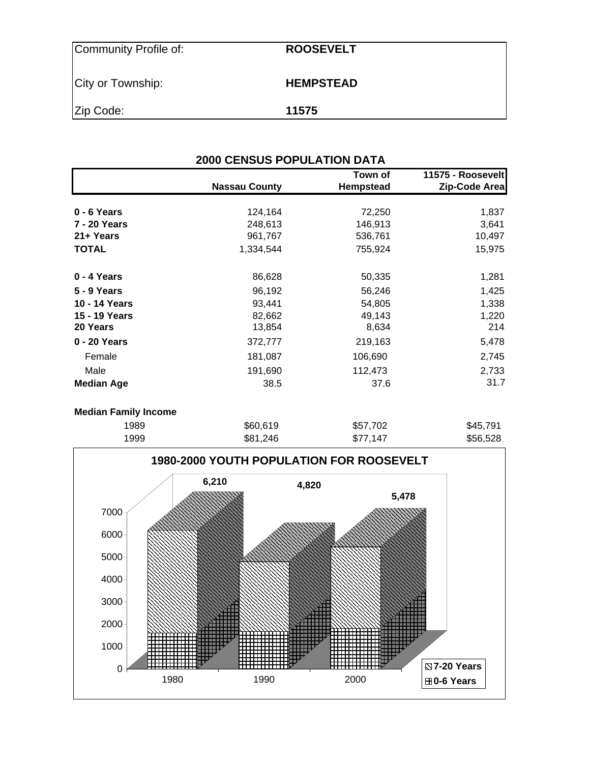| | |
|---|---|
| Community Profile of: | **ROOSEVELT** |
| City or Township: | **HEMPSTEAD** |
| Zip Code: | **11575** |

## 2000 CENSUS POPULATION DATA

| | Nassau County | Town of Hempstead | 11575 - Roosevelt Zip-Code Area |
|---|---|---|---|
| **0 - 6 Years** | 124,164 | 72,250 | 1,837 |
| **7 - 20 Years** | 248,613 | 146,913 | 3,641 |
| **21+ Years** | 961,767 | 536,761 | 10,497 |
| **TOTAL** | 1,334,544 | 755,924 | 15,975 |
| | | | |
| **0 - 4 Years** | 86,628 | 50,335 | 1,281 |
| **5 - 9 Years** | 96,192 | 56,246 | 1,425 |
| **10 - 14 Years** | 93,441 | 54,805 | 1,338 |
| **15 - 19 Years** | 82,662 | 49,143 | 1,220 |
| **20 Years** | 13,854 | 8,634 | 214 |
| **0 - 20 Years** | 372,777 | 219,163 | 5,478 |
| Female | 181,087 | 106,690 | 2,745 |
| Male | 191,690 | 112,473 | 2,733 |
| **Median Age** | 38.5 | 37.6 | 31.7 |
| | | | |
| **Median Family Income** | | | |
| 1989 | $60,619 | $57,702 | $45,791 |
| 1999 | $81,246 | $77,147 | $56,528 |

**1980-2000 YOUTH POPULATION FOR ROOSEVELT**

| Year | Total (0-20 Years) |
|---|---|
| 1980 | 6,210 |
| 1990 | 4,820 |
| 2000 | 5,478 |

Legend: 7-20 Years; 0-6 Years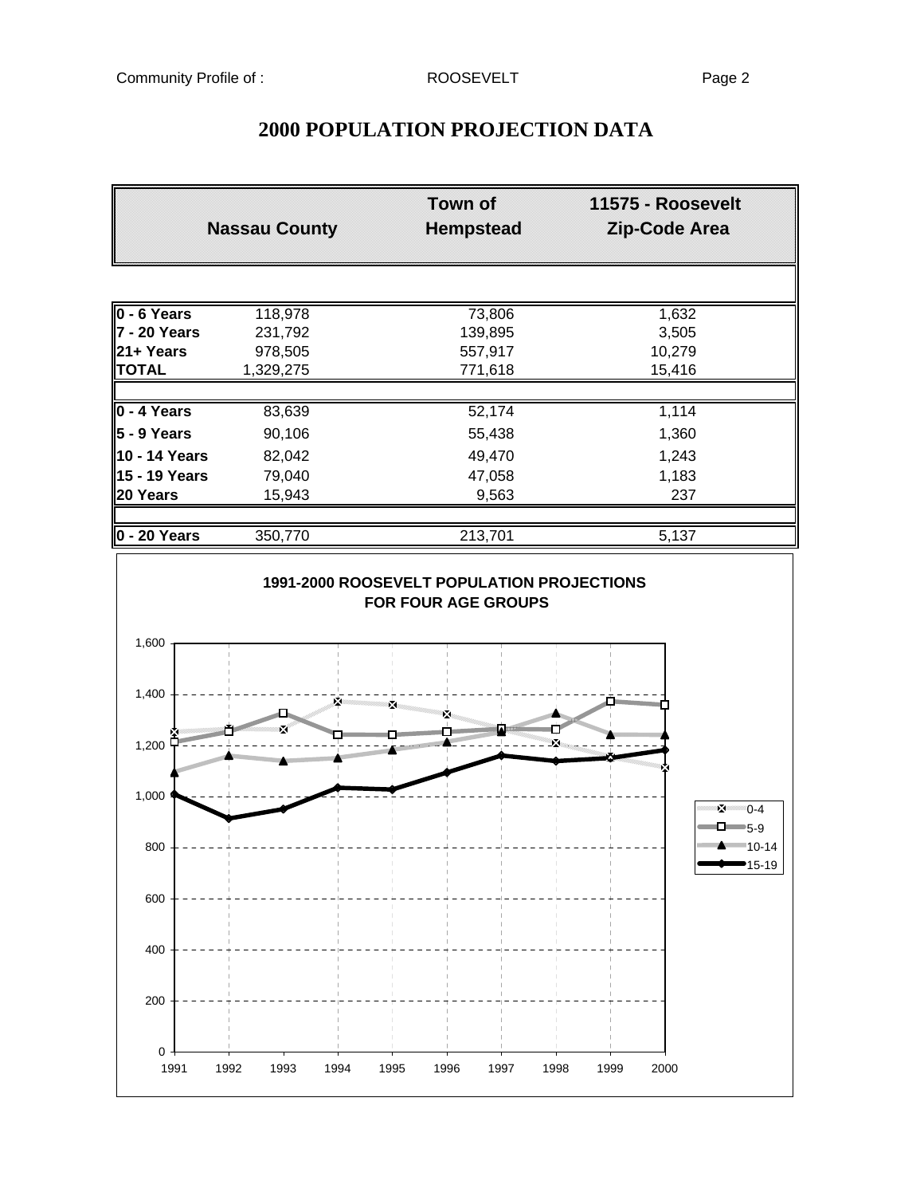# 2000 POPULATION PROJECTION DATA

| | Nassau County | Town of Hempstead | 11575 - Roosevelt Zip-Code Area |
|---|---|---|---|
| **0 - 6 Years** | 118,978 | 73,806 | 1,632 |
| **7 - 20 Years** | 231,792 | 139,895 | 3,505 |
| **21+ Years** | 978,505 | 557,917 | 10,279 |
| **TOTAL** | 1,329,275 | 771,618 | 15,416 |
| | | | |
| **0 - 4 Years** | 83,639 | 52,174 | 1,114 |
| **5 - 9 Years** | 90,106 | 55,438 | 1,360 |
| **10 - 14 Years** | 82,042 | 49,470 | 1,243 |
| **15 - 19 Years** | 79,040 | 47,058 | 1,183 |
| **20 Years** | 15,943 | 9,563 | 237 |
| | | | |
| **0 - 20 Years** | 350,770 | 213,701 | 5,137 |

**1991-2000 ROOSEVELT POPULATION PROJECTIONS FOR FOUR AGE GROUPS**

Legend: 0-4, 5-9, 10-14, 15-19

Years: 1991, 1992, 1993, 1994, 1995, 1996, 1997, 1998, 1999, 2000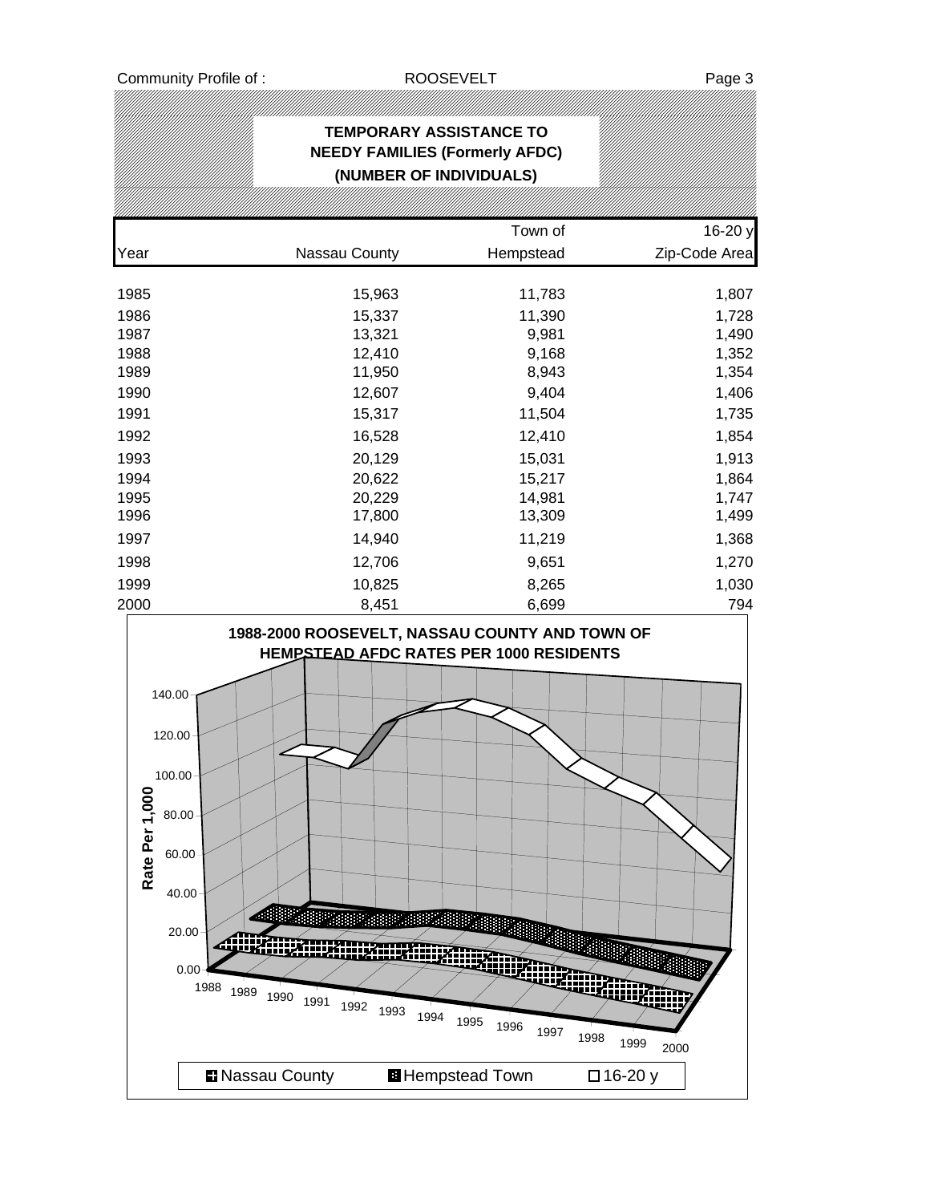# TEMPORARY ASSISTANCE TO NEEDY FAMILIES (Formerly AFDC)

## (NUMBER OF INDIVIDUALS)

| Year | Nassau County | Town of Hempstead | 16-20 y Zip-Code Area |
|---|---|---|---|
| 1985 | 15,963 | 11,783 | 1,807 |
| 1986 | 15,337 | 11,390 | 1,728 |
| 1987 | 13,321 | 9,981 | 1,490 |
| 1988 | 12,410 | 9,168 | 1,352 |
| 1989 | 11,950 | 8,943 | 1,354 |
| 1990 | 12,607 | 9,404 | 1,406 |
| 1991 | 15,317 | 11,504 | 1,735 |
| 1992 | 16,528 | 12,410 | 1,854 |
| 1993 | 20,129 | 15,031 | 1,913 |
| 1994 | 20,622 | 15,217 | 1,864 |
| 1995 | 20,229 | 14,981 | 1,747 |
| 1996 | 17,800 | 13,309 | 1,499 |
| 1997 | 14,940 | 11,219 | 1,368 |
| 1998 | 12,706 | 9,651 | 1,270 |
| 1999 | 10,825 | 8,265 | 1,030 |
| 2000 | 8,451 | 6,699 | 794 |

**1988-2000 ROOSEVELT, NASSAU COUNTY AND TOWN OF HEMPSTEAD AFDC RATES PER 1000 RESIDENTS**

Rate Per 1,000: 0.00, 20.00, 40.00, 60.00, 80.00, 100.00, 120.00, 140.00

Years: 1988, 1989, 1990, 1991, 1992, 1993, 1994, 1995, 1996, 1997, 1998, 1999, 2000

Legend: Nassau County, Hempstead Town, 16-20 y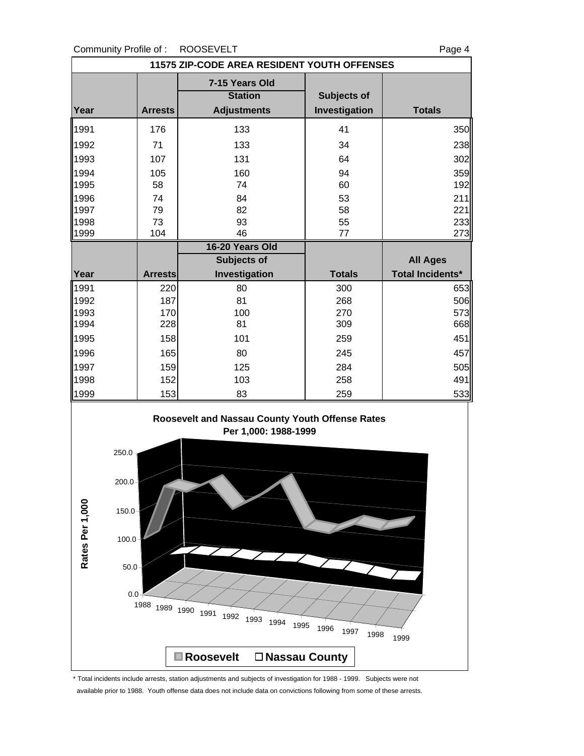Community Profile of : ROOSEVELT

## 11575 ZIP-CODE AREA RESIDENT YOUTH OFFENSES

| Year | Arrests | 7-15 Years Old Station Adjustments | Subjects of Investigation | Totals |
|---|---|---|---|---|
| 1991 | 176 | 133 | 41 | 350 |
| 1992 | 71 | 133 | 34 | 238 |
| 1993 | 107 | 131 | 64 | 302 |
| 1994 | 105 | 160 | 94 | 359 |
| 1995 | 58 | 74 | 60 | 192 |
| 1996 | 74 | 84 | 53 | 211 |
| 1997 | 79 | 82 | 58 | 221 |
| 1998 | 73 | 93 | 55 | 233 |
| 1999 | 104 | 46 | 77 | 273 |

| Year | Arrests | 16-20 Years Old Subjects of Investigation | Totals | All Ages Total Incidents* |
|---|---|---|---|---|
| 1991 | 220 | 80 | 300 | 653 |
| 1992 | 187 | 81 | 268 | 506 |
| 1993 | 170 | 100 | 270 | 573 |
| 1994 | 228 | 81 | 309 | 668 |
| 1995 | 158 | 101 | 259 | 451 |
| 1996 | 165 | 80 | 245 | 457 |
| 1997 | 159 | 125 | 284 | 505 |
| 1998 | 152 | 103 | 258 | 491 |
| 1999 | 153 | 83 | 259 | 533 |

**Roosevelt and Nassau County Youth Offense Rates Per 1,000: 1988-1999**

Rates Per 1,000: 0.0, 50.0, 100.0, 150.0, 200.0, 250.0

Years: 1988, 1989, 1990, 1991, 1992, 1993, 1994, 1995, 1996, 1997, 1998, 1999

Roosevelt | Nassau County

\* Total incidents include arrests, station adjustments and subjects of investigation for 1988 - 1999. Subjects were not available prior to 1988. Youth offense data does not include data on convictions following from some of these arrests.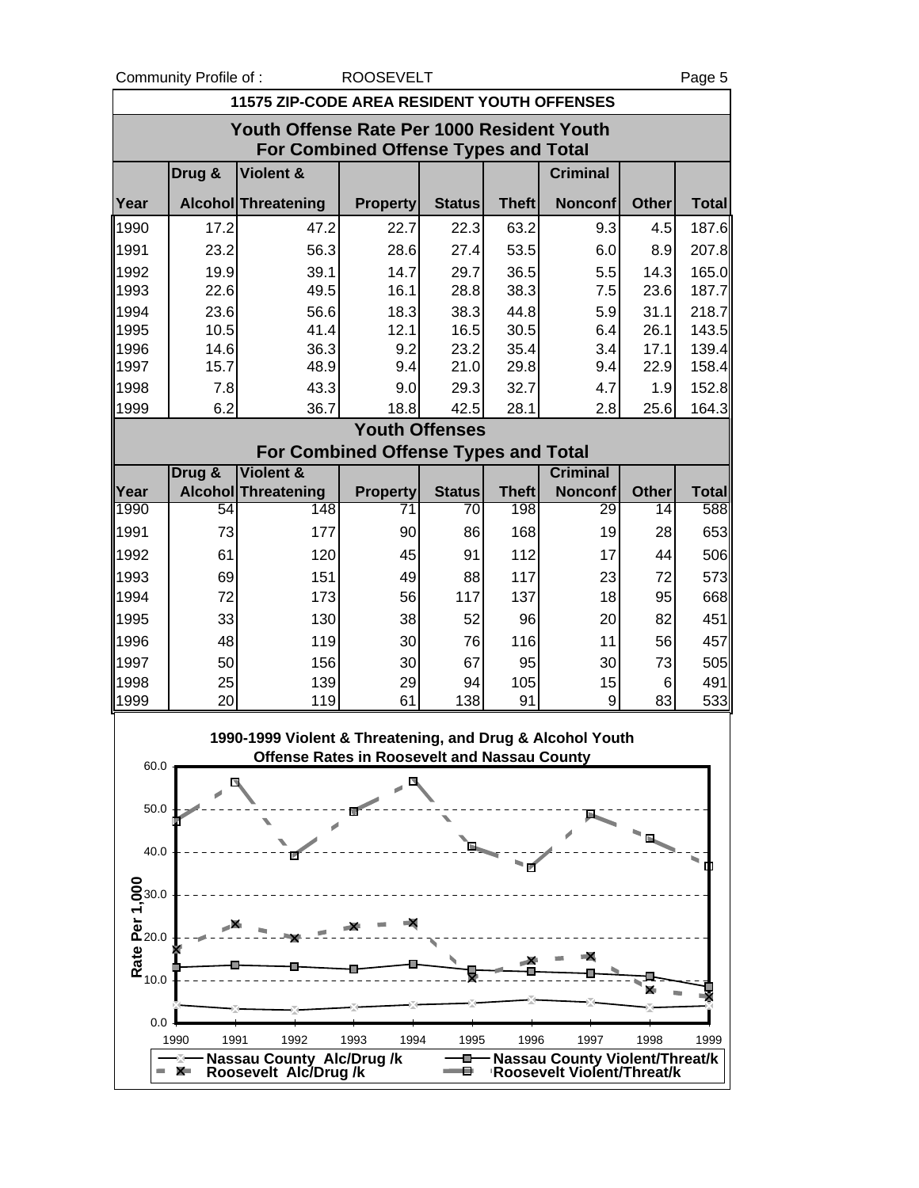## 11575 ZIP-CODE AREA RESIDENT YOUTH OFFENSES

### Youth Offense Rate Per 1000 Resident Youth For Combined Offense Types and Total

| Year | Drug & Alcohol | Violent & Threatening | Property | Status | Theft | Criminal Nonconf | Other | Total |
|---|---|---|---|---|---|---|---|---|
| 1990 | 17.2 | 47.2 | 22.7 | 22.3 | 63.2 | 9.3 | 4.5 | 187.6 |
| 1991 | 23.2 | 56.3 | 28.6 | 27.4 | 53.5 | 6.0 | 8.9 | 207.8 |
| 1992 | 19.9 | 39.1 | 14.7 | 29.7 | 36.5 | 5.5 | 14.3 | 165.0 |
| 1993 | 22.6 | 49.5 | 16.1 | 28.8 | 38.3 | 7.5 | 23.6 | 187.7 |
| 1994 | 23.6 | 56.6 | 18.3 | 38.3 | 44.8 | 5.9 | 31.1 | 218.7 |
| 1995 | 10.5 | 41.4 | 12.1 | 16.5 | 30.5 | 6.4 | 26.1 | 143.5 |
| 1996 | 14.6 | 36.3 | 9.2 | 23.2 | 35.4 | 3.4 | 17.1 | 139.4 |
| 1997 | 15.7 | 48.9 | 9.4 | 21.0 | 29.8 | 9.4 | 22.9 | 158.4 |
| 1998 | 7.8 | 43.3 | 9.0 | 29.3 | 32.7 | 4.7 | 1.9 | 152.8 |
| 1999 | 6.2 | 36.7 | 18.8 | 42.5 | 28.1 | 2.8 | 25.6 | 164.3 |

### Youth Offenses For Combined Offense Types and Total

| Year | Drug & Alcohol | Violent & Threatening | Property | Status | Theft | Criminal Nonconf | Other | Total |
|---|---|---|---|---|---|---|---|---|
| 1990 | 54 | 148 | 71 | 70 | 198 | 29 | 14 | 588 |
| 1991 | 73 | 177 | 90 | 86 | 168 | 19 | 28 | 653 |
| 1992 | 61 | 120 | 45 | 91 | 112 | 17 | 44 | 506 |
| 1993 | 69 | 151 | 49 | 88 | 117 | 23 | 72 | 573 |
| 1994 | 72 | 173 | 56 | 117 | 137 | 18 | 95 | 668 |
| 1995 | 33 | 130 | 38 | 52 | 96 | 20 | 82 | 451 |
| 1996 | 48 | 119 | 30 | 76 | 116 | 11 | 56 | 457 |
| 1997 | 50 | 156 | 30 | 67 | 95 | 30 | 73 | 505 |
| 1998 | 25 | 139 | 29 | 94 | 105 | 15 | 6 | 491 |
| 1999 | 20 | 119 | 61 | 138 | 91 | 9 | 83 | 533 |

**1990-1999 Violent & Threatening, and Drug & Alcohol Youth Offense Rates in Roosevelt and Nassau County**

Rate Per 1,000

Legend: Nassau County Alc/Drug /k; Roosevelt Alc/Drug /k; Nassau County Violent/Threat/k; Roosevelt Violent/Threat/k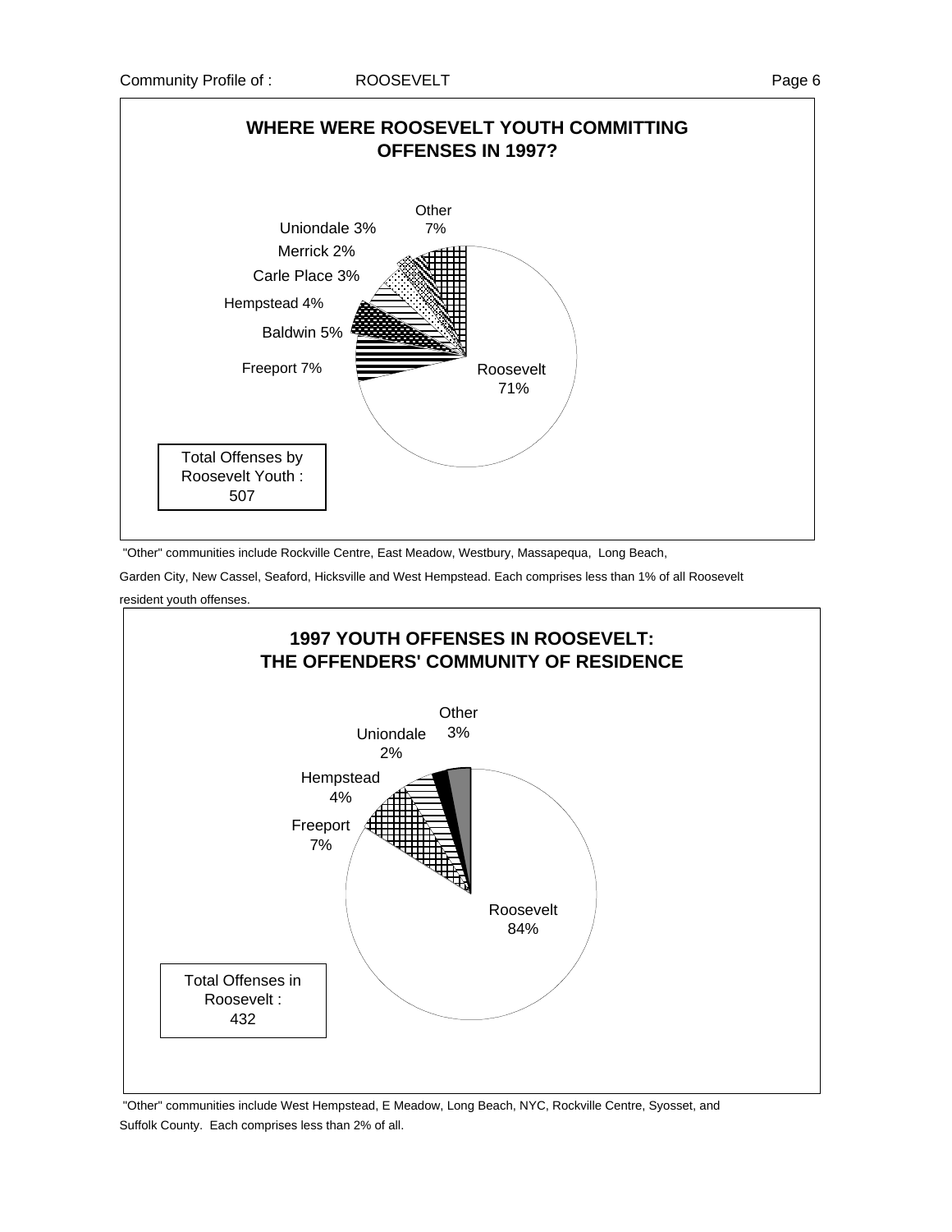## WHERE WERE ROOSEVELT YOUTH COMMITTING OFFENSES IN 1997?

| Community | Percent |
|---|---|
| Roosevelt | 71% |
| Freeport | 7% |
| Baldwin | 5% |
| Hempstead | 4% |
| Carle Place | 3% |
| Merrick | 2% |
| Uniondale | 3% |
| Other | 7% |

Total Offenses by Roosevelt Youth : 507

"Other" communities include Rockville Centre, East Meadow, Westbury, Massapequa, Long Beach, Garden City, New Cassel, Seaford, Hicksville and West Hempstead. Each comprises less than 1% of all Roosevelt resident youth offenses.

## 1997 YOUTH OFFENSES IN ROOSEVELT: THE OFFENDERS' COMMUNITY OF RESIDENCE

| Community | Percent |
|---|---|
| Roosevelt | 84% |
| Freeport | 7% |
| Hempstead | 4% |
| Uniondale | 2% |
| Other | 3% |

Total Offenses in Roosevelt : 432

"Other" communities include West Hempstead, E Meadow, Long Beach, NYC, Rockville Centre, Syosset, and Suffolk County. Each comprises less than 2% of all.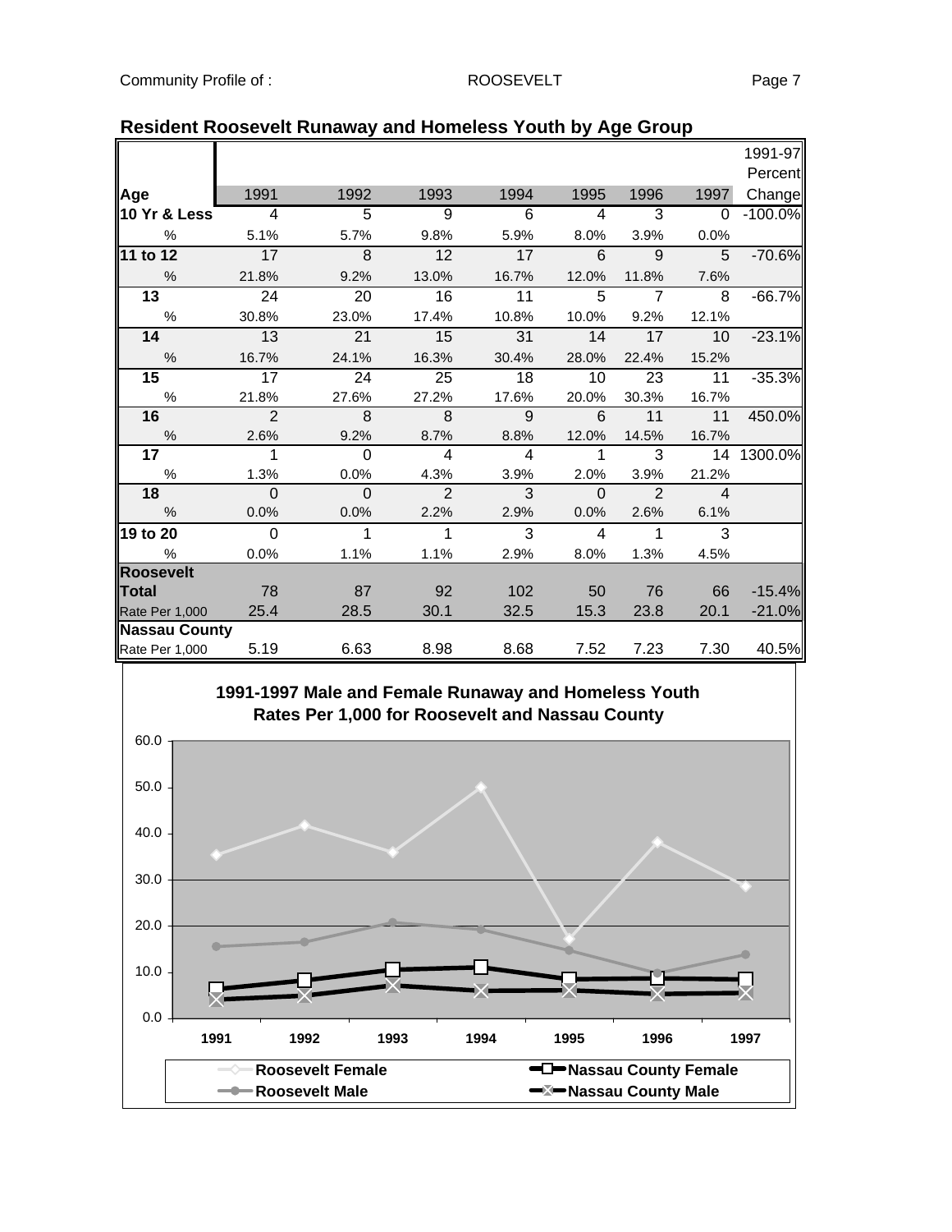## Resident Roosevelt Runaway and Homeless Youth by Age Group

| Age | 1991 | 1992 | 1993 | 1994 | 1995 | 1996 | 1997 | 1991-97 Percent Change |
|---|---|---|---|---|---|---|---|---|
| **10 Yr & Less** | 4 | 5 | 9 | 6 | 4 | 3 | 0 | -100.0% |
| % | 5.1% | 5.7% | 9.8% | 5.9% | 8.0% | 3.9% | 0.0% | |
| **11 to 12** | 17 | 8 | 12 | 17 | 6 | 9 | 5 | -70.6% |
| % | 21.8% | 9.2% | 13.0% | 16.7% | 12.0% | 11.8% | 7.6% | |
| **13** | 24 | 20 | 16 | 11 | 5 | 7 | 8 | -66.7% |
| % | 30.8% | 23.0% | 17.4% | 10.8% | 10.0% | 9.2% | 12.1% | |
| **14** | 13 | 21 | 15 | 31 | 14 | 17 | 10 | -23.1% |
| % | 16.7% | 24.1% | 16.3% | 30.4% | 28.0% | 22.4% | 15.2% | |
| **15** | 17 | 24 | 25 | 18 | 10 | 23 | 11 | -35.3% |
| % | 21.8% | 27.6% | 27.2% | 17.6% | 20.0% | 30.3% | 16.7% | |
| **16** | 2 | 8 | 8 | 9 | 6 | 11 | 11 | 450.0% |
| % | 2.6% | 9.2% | 8.7% | 8.8% | 12.0% | 14.5% | 16.7% | |
| **17** | 1 | 0 | 4 | 4 | 1 | 3 | 14 | 1300.0% |
| % | 1.3% | 0.0% | 4.3% | 3.9% | 2.0% | 3.9% | 21.2% | |
| **18** | 0 | 0 | 2 | 3 | 0 | 2 | 4 | |
| % | 0.0% | 0.0% | 2.2% | 2.9% | 0.0% | 2.6% | 6.1% | |
| **19 to 20** | 0 | 1 | 1 | 3 | 4 | 1 | 3 | |
| % | 0.0% | 1.1% | 1.1% | 2.9% | 8.0% | 1.3% | 4.5% | |
| **Roosevelt Total** | 78 | 87 | 92 | 102 | 50 | 76 | 66 | -15.4% |
| Rate Per 1,000 | 25.4 | 28.5 | 30.1 | 32.5 | 15.3 | 23.8 | 20.1 | -21.0% |
| **Nassau County** Rate Per 1,000 | 5.19 | 6.63 | 8.98 | 8.68 | 7.52 | 7.23 | 7.30 | 40.5% |

**1991-1997 Male and Female Runaway and Homeless Youth Rates Per 1,000 for Roosevelt and Nassau County**

Legend: Roosevelt Female, Roosevelt Male, Nassau County Female, Nassau County Male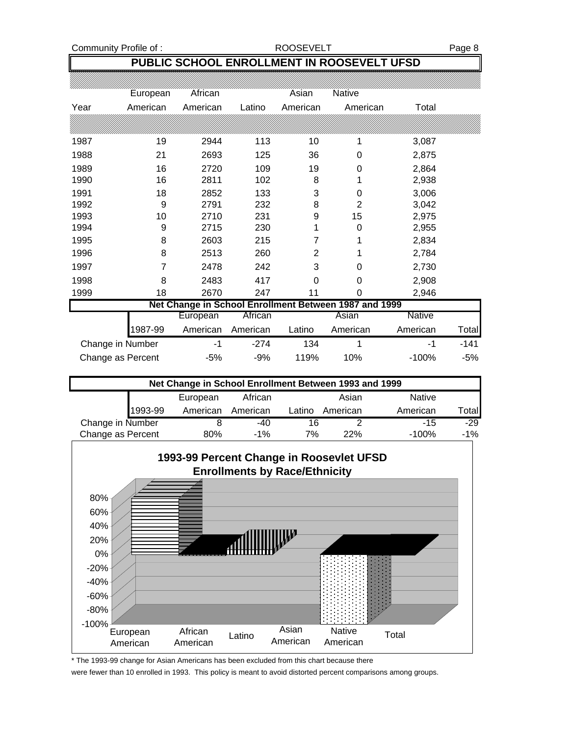## PUBLIC SCHOOL ENROLLMENT IN ROOSEVELT UFSD

| Year | European American | African American | Latino | Asian American | Native American | Total |
|---|---|---|---|---|---|---|
| 1987 | 19 | 2944 | 113 | 10 | 1 | 3,087 |
| 1988 | 21 | 2693 | 125 | 36 | 0 | 2,875 |
| 1989 | 16 | 2720 | 109 | 19 | 0 | 2,864 |
| 1990 | 16 | 2811 | 102 | 8 | 1 | 2,938 |
| 1991 | 18 | 2852 | 133 | 3 | 0 | 3,006 |
| 1992 | 9 | 2791 | 232 | 8 | 2 | 3,042 |
| 1993 | 10 | 2710 | 231 | 9 | 15 | 2,975 |
| 1994 | 9 | 2715 | 230 | 1 | 0 | 2,955 |
| 1995 | 8 | 2603 | 215 | 7 | 1 | 2,834 |
| 1996 | 8 | 2513 | 260 | 2 | 1 | 2,784 |
| 1997 | 7 | 2478 | 242 | 3 | 0 | 2,730 |
| 1998 | 8 | 2483 | 417 | 0 | 0 | 2,908 |
| 1999 | 18 | 2670 | 247 | 11 | 0 | 2,946 |

**Net Change in School Enrollment Between 1987 and 1999**

| 1987-99 | European American | African American | Latino | Asian American | Native American | Total |
|---|---|---|---|---|---|---|
| Change in Number | -1 | -274 | 134 | 1 | -1 | -141 |
| Change as Percent | -5% | -9% | 119% | 10% | -100% | -5% |

**Net Change in School Enrollment Between 1993 and 1999**

| 1993-99 | European American | African American | Latino | Asian American | Native American | Total |
|---|---|---|---|---|---|---|
| Change in Number | 8 | -40 | 16 | 2 | -15 | -29 |
| Change as Percent | 80% | -1% | 7% | 22% | -100% | -1% |

**1993-99 Percent Change in Roosevlet UFSD Enrollments by Race/Ethnicity**

| | European American | African American | Latino | Asian American | Native American | Total |
|---|---|---|---|---|---|---|
| Percent change | 80% | -1% | 7% | | -100% | -1% |

\* The 1993-99 change for Asian Americans has been excluded from this chart because there were fewer than 10 enrolled in 1993. This policy is meant to avoid distorted percent comparisons among groups.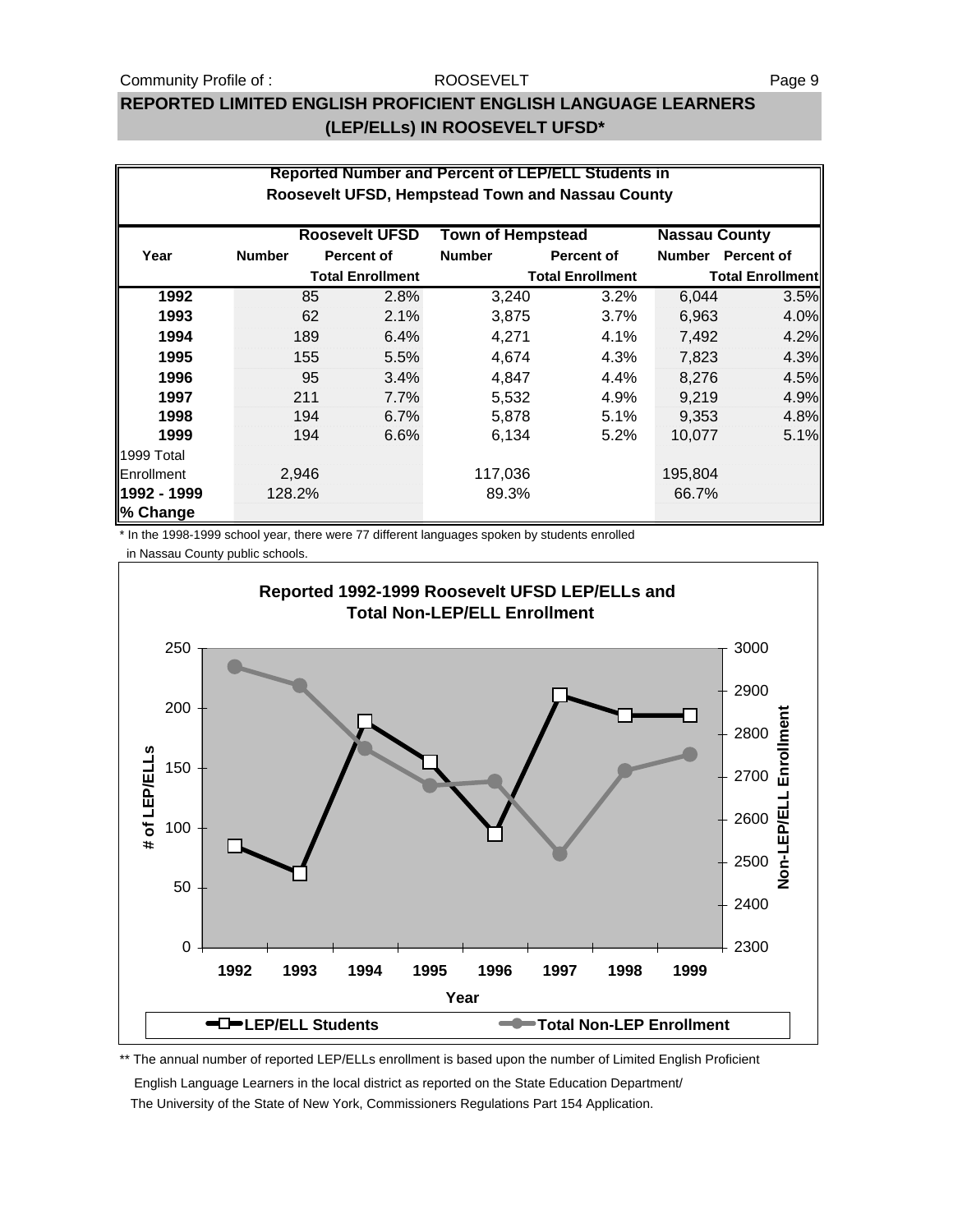## REPORTED LIMITED ENGLISH PROFICIENT ENGLISH LANGUAGE LEARNERS (LEP/ELLs) IN ROOSEVELT UFSD*

**Reported Number and Percent of LEP/ELL Students in Roosevelt UFSD, Hempstead Town and Nassau County**

| Year | Roosevelt UFSD | | Town of Hempstead | | Nassau County | |
|---|---|---|---|---|---|---|
| | Number | Percent of Total Enrollment | Number | Percent of Total Enrollment | Number | Percent of Total Enrollment |
| **1992** | 85 | 2.8% | 3,240 | 3.2% | 6,044 | 3.5% |
| **1993** | 62 | 2.1% | 3,875 | 3.7% | 6,963 | 4.0% |
| **1994** | 189 | 6.4% | 4,271 | 4.1% | 7,492 | 4.2% |
| **1995** | 155 | 5.5% | 4,674 | 4.3% | 7,823 | 4.3% |
| **1996** | 95 | 3.4% | 4,847 | 4.4% | 8,276 | 4.5% |
| **1997** | 211 | 7.7% | 5,532 | 4.9% | 9,219 | 4.9% |
| **1998** | 194 | 6.7% | 5,878 | 5.1% | 9,353 | 4.8% |
| **1999** | 194 | 6.6% | 6,134 | 5.2% | 10,077 | 5.1% |
| 1999 Total Enrollment | 2,946 | | 117,036 | | 195,804 | |
| **1992 - 1999 % Change** | 128.2% | | 89.3% | | 66.7% | |

\* In the 1998-1999 school year, there were 77 different languages spoken by students enrolled in Nassau County public schools.

**Reported 1992-1999 Roosevelt UFSD LEP/ELLs and Total Non-LEP/ELL Enrollment**

\*\* The annual number of reported LEP/ELLs enrollment is based upon the number of Limited English Proficient English Language Learners in the local district as reported on the State Education Department/ The University of the State of New York, Commissioners Regulations Part 154 Application.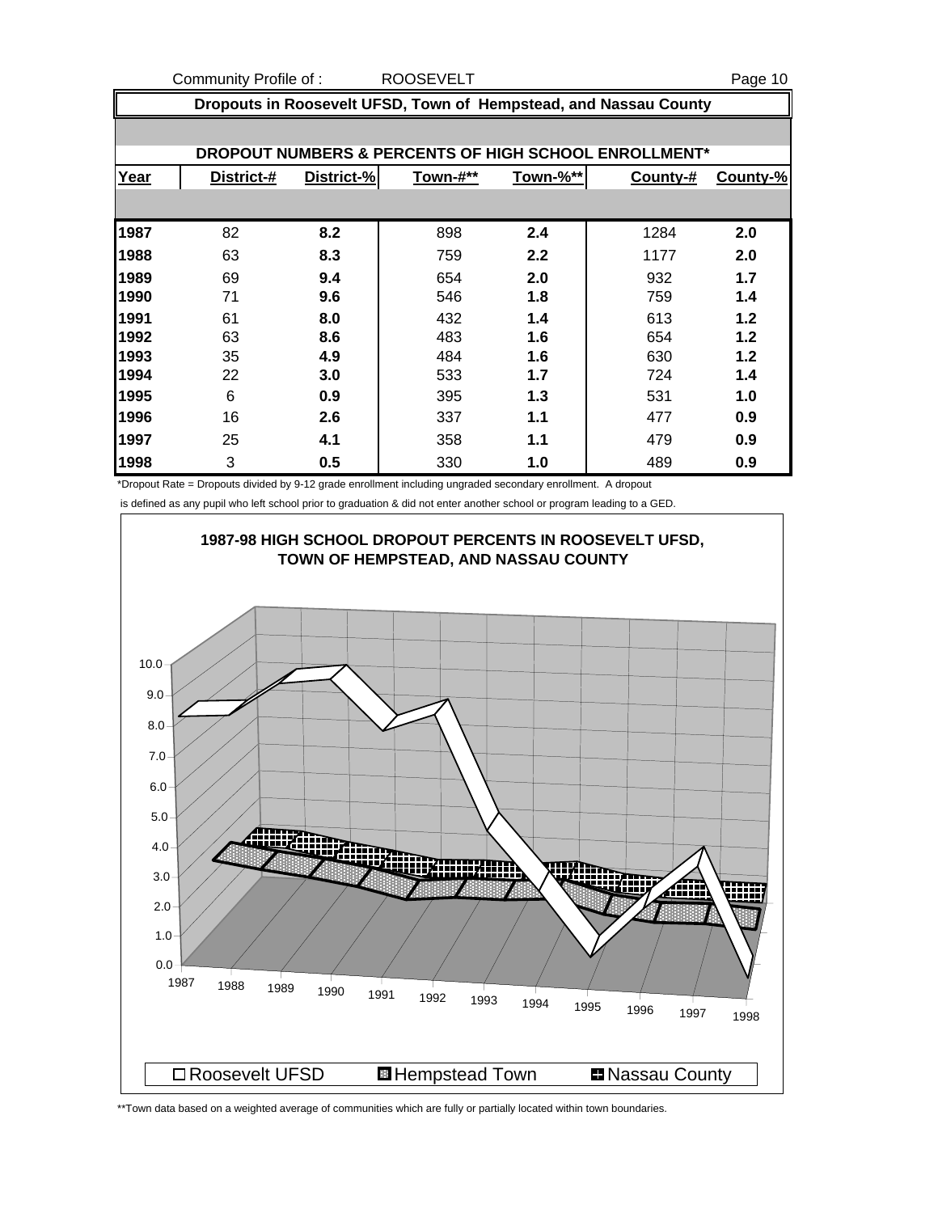Community Profile of : ROOSEVELT

## Dropouts in Roosevelt UFSD, Town of Hempstead, and Nassau County

### DROPOUT NUMBERS & PERCENTS OF HIGH SCHOOL ENROLLMENT*

| Year | District-# | District-% | Town-#** | Town-%** | County-# | County-% |
|---|---|---|---|---|---|---|
| 1987 | 82 | 8.2 | 898 | 2.4 | 1284 | 2.0 |
| 1988 | 63 | 8.3 | 759 | 2.2 | 1177 | 2.0 |
| 1989 | 69 | 9.4 | 654 | 2.0 | 932 | 1.7 |
| 1990 | 71 | 9.6 | 546 | 1.8 | 759 | 1.4 |
| 1991 | 61 | 8.0 | 432 | 1.4 | 613 | 1.2 |
| 1992 | 63 | 8.6 | 483 | 1.6 | 654 | 1.2 |
| 1993 | 35 | 4.9 | 484 | 1.6 | 630 | 1.2 |
| 1994 | 22 | 3.0 | 533 | 1.7 | 724 | 1.4 |
| 1995 | 6 | 0.9 | 395 | 1.3 | 531 | 1.0 |
| 1996 | 16 | 2.6 | 337 | 1.1 | 477 | 0.9 |
| 1997 | 25 | 4.1 | 358 | 1.1 | 479 | 0.9 |
| 1998 | 3 | 0.5 | 330 | 1.0 | 489 | 0.9 |

*Dropout Rate = Dropouts divided by 9-12 grade enrollment including ungraded secondary enrollment. A dropout is defined as any pupil who left school prior to graduation & did not enter another school or program leading to a GED.

**1987-98 HIGH SCHOOL DROPOUT PERCENTS IN ROOSEVELT UFSD, TOWN OF HEMPSTEAD, AND NASSAU COUNTY**

Roosevelt UFSD | Hempstead Town | Nassau County

**Town data based on a weighted average of communities which are fully or partially located within town boundaries.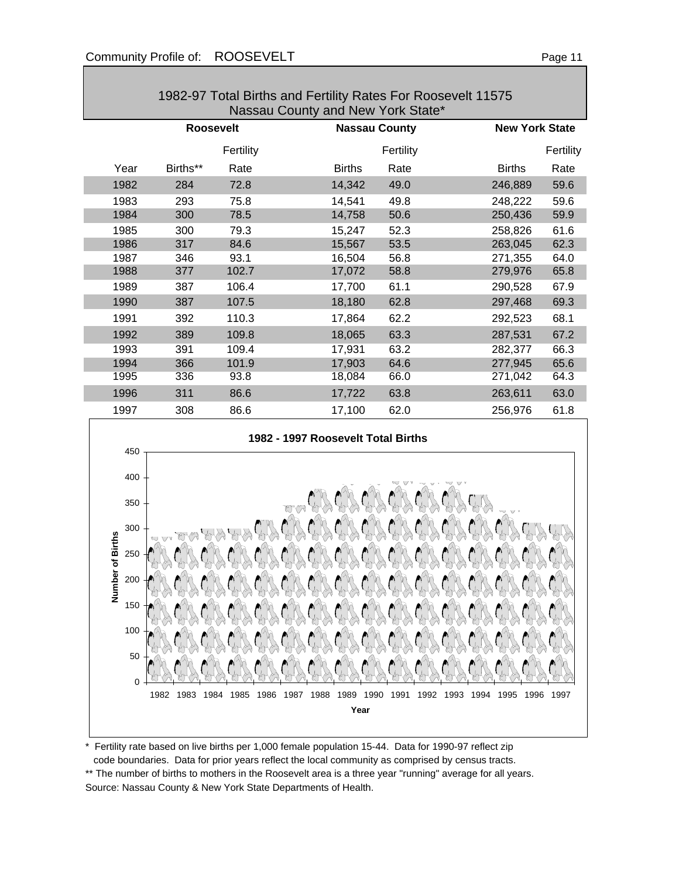## 1982-97 Total Births and Fertility Rates For Roosevelt 11575 Nassau County and New York State*

| | Roosevelt | | Nassau County | | New York State | |
|---|---|---|---|---|---|---|
| Year | Births** | Fertility Rate | Births | Fertility Rate | Births | Fertility Rate |
| 1982 | 284 | 72.8 | 14,342 | 49.0 | 246,889 | 59.6 |
| 1983 | 293 | 75.8 | 14,541 | 49.8 | 248,222 | 59.6 |
| 1984 | 300 | 78.5 | 14,758 | 50.6 | 250,436 | 59.9 |
| 1985 | 300 | 79.3 | 15,247 | 52.3 | 258,826 | 61.6 |
| 1986 | 317 | 84.6 | 15,567 | 53.5 | 263,045 | 62.3 |
| 1987 | 346 | 93.1 | 16,504 | 56.8 | 271,355 | 64.0 |
| 1988 | 377 | 102.7 | 17,072 | 58.8 | 279,976 | 65.8 |
| 1989 | 387 | 106.4 | 17,700 | 61.1 | 290,528 | 67.9 |
| 1990 | 387 | 107.5 | 18,180 | 62.8 | 297,468 | 69.3 |
| 1991 | 392 | 110.3 | 17,864 | 62.2 | 292,523 | 68.1 |
| 1992 | 389 | 109.8 | 18,065 | 63.3 | 287,531 | 67.2 |
| 1993 | 391 | 109.4 | 17,931 | 63.2 | 282,377 | 66.3 |
| 1994 | 366 | 101.9 | 17,903 | 64.6 | 277,945 | 65.6 |
| 1995 | 336 | 93.8 | 18,084 | 66.0 | 271,042 | 64.3 |
| 1996 | 311 | 86.6 | 17,722 | 63.8 | 263,611 | 63.0 |
| 1997 | 308 | 86.6 | 17,100 | 62.0 | 256,976 | 61.8 |

**1982 - 1997 Roosevelt Total Births**

\* Fertility rate based on live births per 1,000 female population 15-44. Data for 1990-97 reflect zip code boundaries. Data for prior years reflect the local community as comprised by census tracts.

\*\* The number of births to mothers in the Roosevelt area is a three year "running" average for all years.

Source: Nassau County & New York State Departments of Health.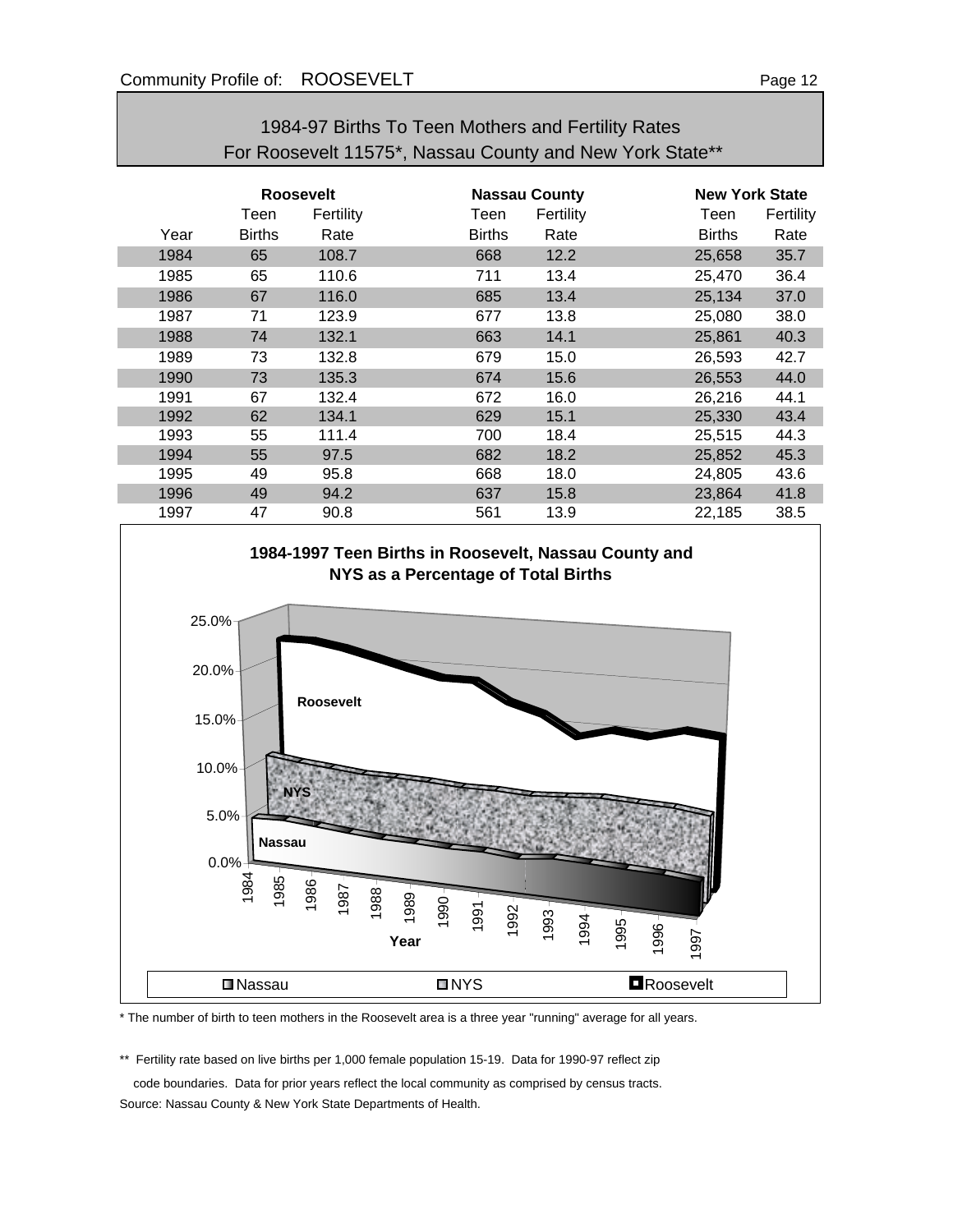## 1984-97 Births To Teen Mothers and Fertility Rates For Roosevelt 11575*, Nassau County and New York State**

| | Roosevelt | | Nassau County | | New York State | |
|---|---|---|---|---|---|---|
| Year | Teen Births | Fertility Rate | Teen Births | Fertility Rate | Teen Births | Fertility Rate |
| 1984 | 65 | 108.7 | 668 | 12.2 | 25,658 | 35.7 |
| 1985 | 65 | 110.6 | 711 | 13.4 | 25,470 | 36.4 |
| 1986 | 67 | 116.0 | 685 | 13.4 | 25,134 | 37.0 |
| 1987 | 71 | 123.9 | 677 | 13.8 | 25,080 | 38.0 |
| 1988 | 74 | 132.1 | 663 | 14.1 | 25,861 | 40.3 |
| 1989 | 73 | 132.8 | 679 | 15.0 | 26,593 | 42.7 |
| 1990 | 73 | 135.3 | 674 | 15.6 | 26,553 | 44.0 |
| 1991 | 67 | 132.4 | 672 | 16.0 | 26,216 | 44.1 |
| 1992 | 62 | 134.1 | 629 | 15.1 | 25,330 | 43.4 |
| 1993 | 55 | 111.4 | 700 | 18.4 | 25,515 | 44.3 |
| 1994 | 55 | 97.5 | 682 | 18.2 | 25,852 | 45.3 |
| 1995 | 49 | 95.8 | 668 | 18.0 | 24,805 | 43.6 |
| 1996 | 49 | 94.2 | 637 | 15.8 | 23,864 | 41.8 |
| 1997 | 47 | 90.8 | 561 | 13.9 | 22,185 | 38.5 |

**1984-1997 Teen Births in Roosevelt, Nassau County and NYS as a Percentage of Total Births**

* The number of birth to teen mothers in the Roosevelt area is a three year "running" average for all years.

** Fertility rate based on live births per 1,000 female population 15-19. Data for 1990-97 reflect zip code boundaries. Data for prior years reflect the local community as comprised by census tracts.

Source: Nassau County & New York State Departments of Health.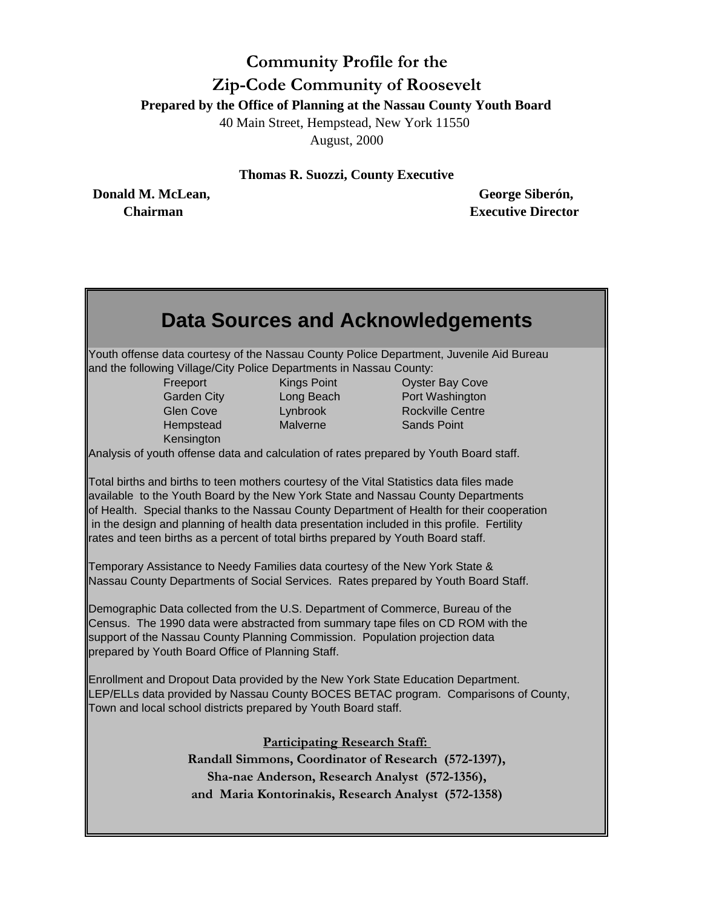# Community Profile for the

# Zip-Code Community of Roosevelt

**Prepared by the Office of Planning at the Nassau County Youth Board**

40 Main Street, Hempstead, New York 11550

August, 2000

**Thomas R. Suozzi, County Executive**

**Donald M. McLean, Chairman**

**George Siberón, Executive Director**

## Data Sources and Acknowledgements

Youth offense data courtesy of the Nassau County Police Department, Juvenile Aid Bureau and the following Village/City Police Departments in Nassau County:

| | | |
|---|---|---|
| Freeport | Kings Point | Oyster Bay Cove |
| Garden City | Long Beach | Port Washington |
| Glen Cove | Lynbrook | Rockville Centre |
| Hempstead | Malverne | Sands Point |
| Kensington | | |

Analysis of youth offense data and calculation of rates prepared by Youth Board staff.

Total births and births to teen mothers courtesy of the Vital Statistics data files made available to the Youth Board by the New York State and Nassau County Departments of Health. Special thanks to the Nassau County Department of Health for their cooperation in the design and planning of health data presentation included in this profile. Fertility rates and teen births as a percent of total births prepared by Youth Board staff.

Temporary Assistance to Needy Families data courtesy of the New York State & Nassau County Departments of Social Services. Rates prepared by Youth Board Staff.

Demographic Data collected from the U.S. Department of Commerce, Bureau of the Census. The 1990 data were abstracted from summary tape files on CD ROM with the support of the Nassau County Planning Commission. Population projection data prepared by Youth Board Office of Planning Staff.

Enrollment and Dropout Data provided by the New York State Education Department. LEP/ELLs data provided by Nassau County BOCES BETAC program. Comparisons of County, Town and local school districts prepared by Youth Board staff.

**Participating Research Staff:**

**Randall Simmons, Coordinator of Research (572-1397),**
**Sha-nae Anderson, Research Analyst (572-1356),**
**and Maria Kontorinakis, Research Analyst (572-1358)**